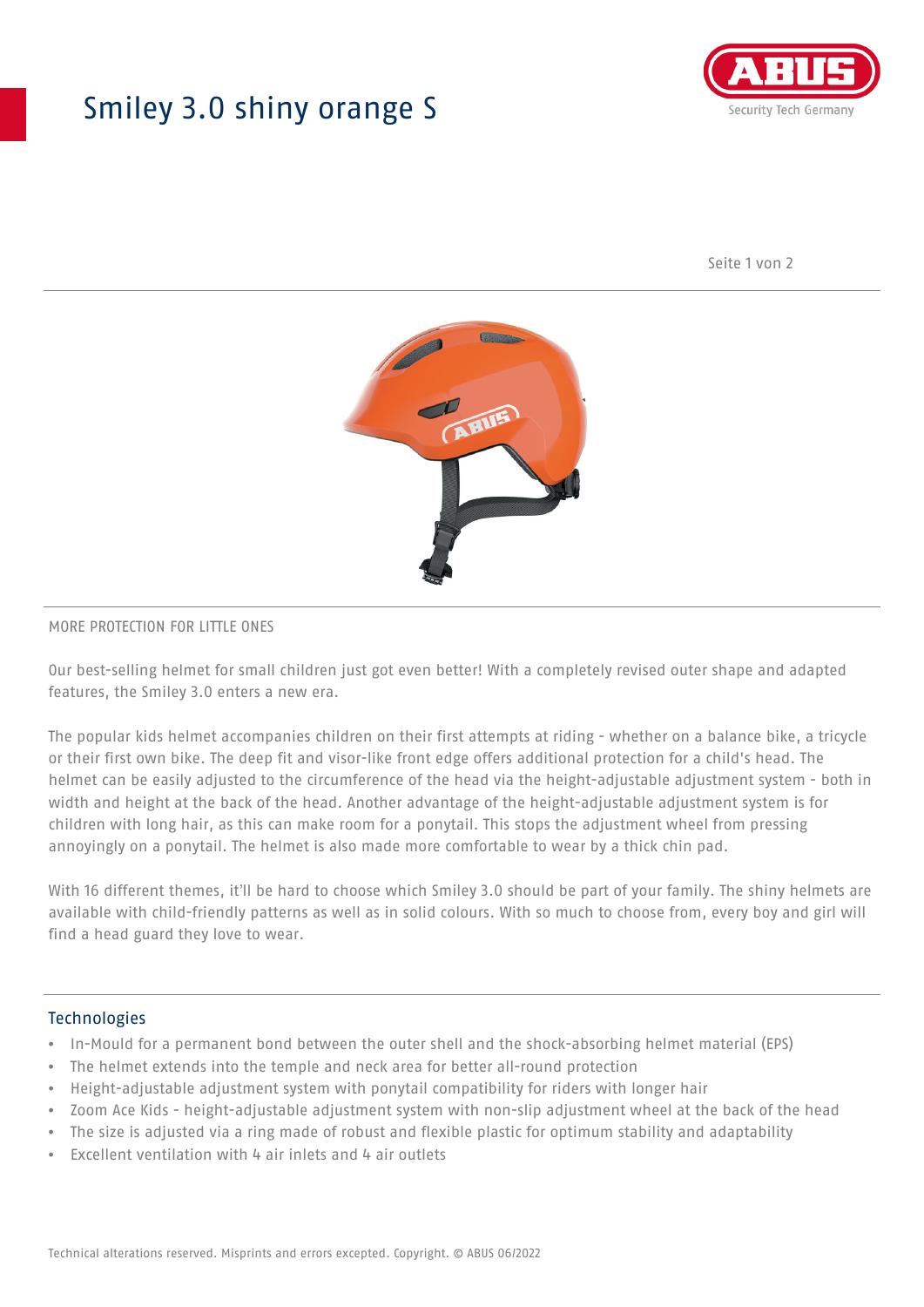# Smiley 3.0 shiny orange S

MORE PROTECTION FOR LITTLE ONES

Our best-selling helmet for small children just got even better! With a completely revised outer shape and adapted features, the Smiley 3.0 enters a new era.

The popular kids helmet accompanies children on their first attempts at riding - whether on a balance bike, a tricycle or their first own bike. The deep fit and visor-like front edge offers additional protection for a child's head. The helmet can be easily adjusted to the circumference of the head via the height-adjustable adjustment system - both in width and height at the back of the head. Another advantage of the height-adjustable adjustment system is for children with long hair, as this can make room for a ponytail. This stops the adjustment wheel from pressing annoyingly on a ponytail. The helmet is also made more comfortable to wear by a thick chin pad.

With 16 different themes, it'll be hard to choose which Smiley 3.0 should be part of your family. The shiny helmets are available with child-friendly patterns as well as in solid colours. With so much to choose from, every boy and girl will find a head guard they love to wear.

## Technologies

- In-Mould for a permanent bond between the outer shell and the shock-absorbing helmet material (EPS)
- The helmet extends into the temple and neck area for better all-round protection
- Height-adjustable adjustment system with ponytail compatibility for riders with longer hair
- Zoom Ace Kids - height-adjustable adjustment system with non-slip adjustment wheel at the back of the head
- The size is adjusted via a ring made of robust and flexible plastic for optimum stability and adaptability
- Excellent ventilation with 4 air inlets and 4 air outlets

Technical alterations reserved. Misprints and errors excepted. Copyright. © ABUS 06/2022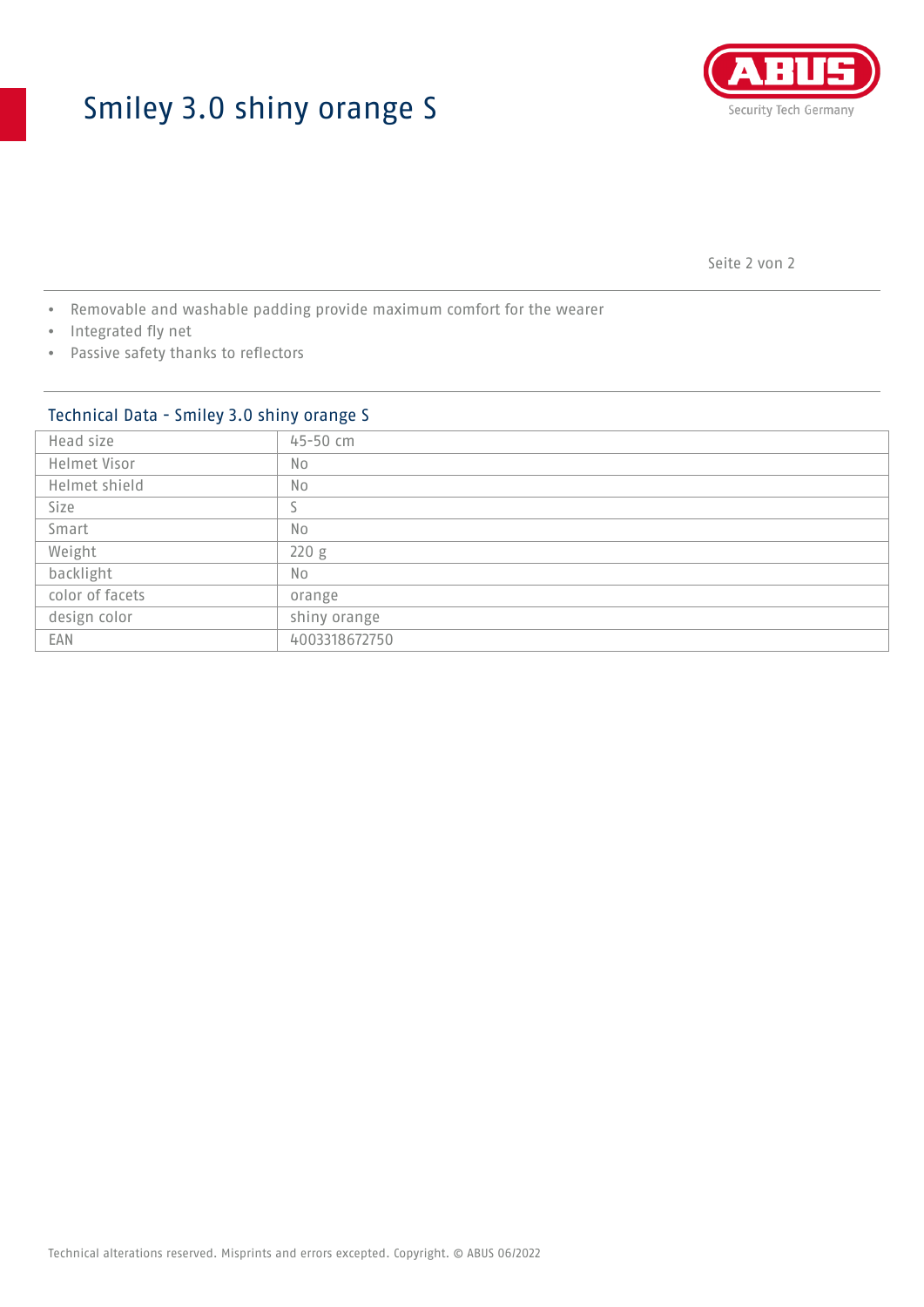# Smiley 3.0 shiny orange S

- Removable and washable padding provide maximum comfort for the wearer
- Integrated fly net
- Passive safety thanks to reflectors

## Technical Data - Smiley 3.0 shiny orange S

| | |
|---|---|
| Head size | 45-50 cm |
| Helmet Visor | No |
| Helmet shield | No |
| Size | S |
| Smart | No |
| Weight | 220 g |
| backlight | No |
| color of facets | orange |
| design color | shiny orange |
| EAN | 4003318672750 |

Technical alterations reserved. Misprints and errors excepted. Copyright. © ABUS 06/2022